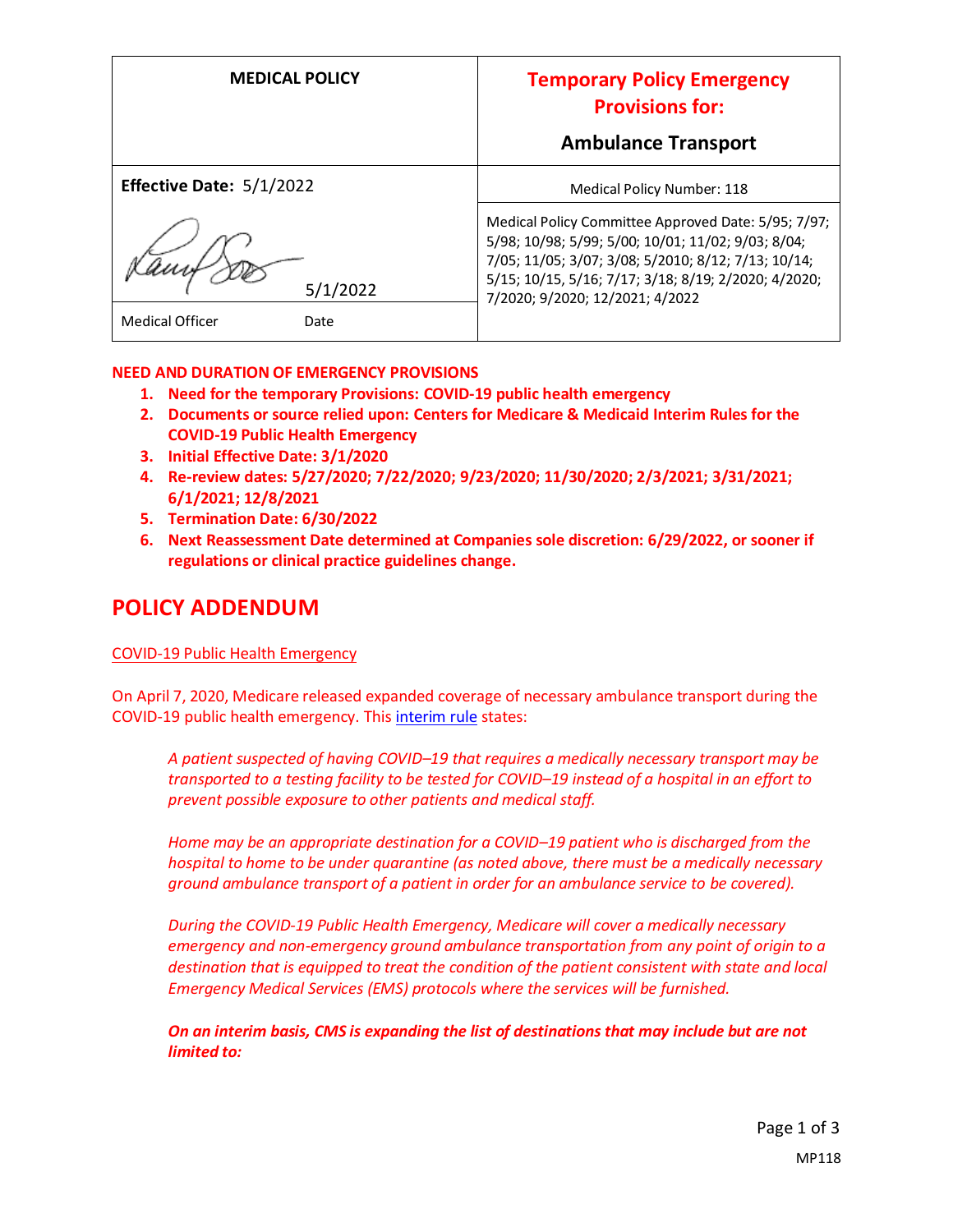| MEDICAL POLICY | Temporary Policy Emergency Provisions for: Ambulance Transport |
|---|---|
| **Effective Date:** 5/1/2022 | Medical Policy Number: 118 |
| 5/1/2022<br>Medical Officer Date | Medical Policy Committee Approved Date: 5/95; 7/97; 5/98; 10/98; 5/99; 5/00; 10/01; 11/02; 9/03; 8/04; 7/05; 11/05; 3/07; 3/08; 5/2010; 8/12; 7/13; 10/14; 5/15; 10/15, 5/16; 7/17; 3/18; 8/19; 2/2020; 4/2020; 7/2020; 9/2020; 12/2021; 4/2022 |

**NEED AND DURATION OF EMERGENCY PROVISIONS**

1. **Need for the temporary Provisions: COVID-19 public health emergency**
2. **Documents or source relied upon: Centers for Medicare & Medicaid Interim Rules for the COVID-19 Public Health Emergency**
3. **Initial Effective Date: 3/1/2020**
4. **Re-review dates: 5/27/2020; 7/22/2020; 9/23/2020; 11/30/2020; 2/3/2021; 3/31/2021; 6/1/2021; 12/8/2021**
5. **Termination Date: 6/30/2022**
6. **Next Reassessment Date determined at Companies sole discretion: 6/29/2022, or sooner if regulations or clinical practice guidelines change.**

# POLICY ADDENDUM

COVID-19 Public Health Emergency

On April 7, 2020, Medicare released expanded coverage of necessary ambulance transport during the COVID-19 public health emergency. This interim rule states:

> *A patient suspected of having COVID–19 that requires a medically necessary transport may be transported to a testing facility to be tested for COVID–19 instead of a hospital in an effort to prevent possible exposure to other patients and medical staff.*
>
> *Home may be an appropriate destination for a COVID–19 patient who is discharged from the hospital to home to be under quarantine (as noted above, there must be a medically necessary ground ambulance transport of a patient in order for an ambulance service to be covered).*
>
> *During the COVID-19 Public Health Emergency, Medicare will cover a medically necessary emergency and non-emergency ground ambulance transportation from any point of origin to a destination that is equipped to treat the condition of the patient consistent with state and local Emergency Medical Services (EMS) protocols where the services will be furnished.*
>
> ***On an interim basis, CMS is expanding the list of destinations that may include but are not limited to:***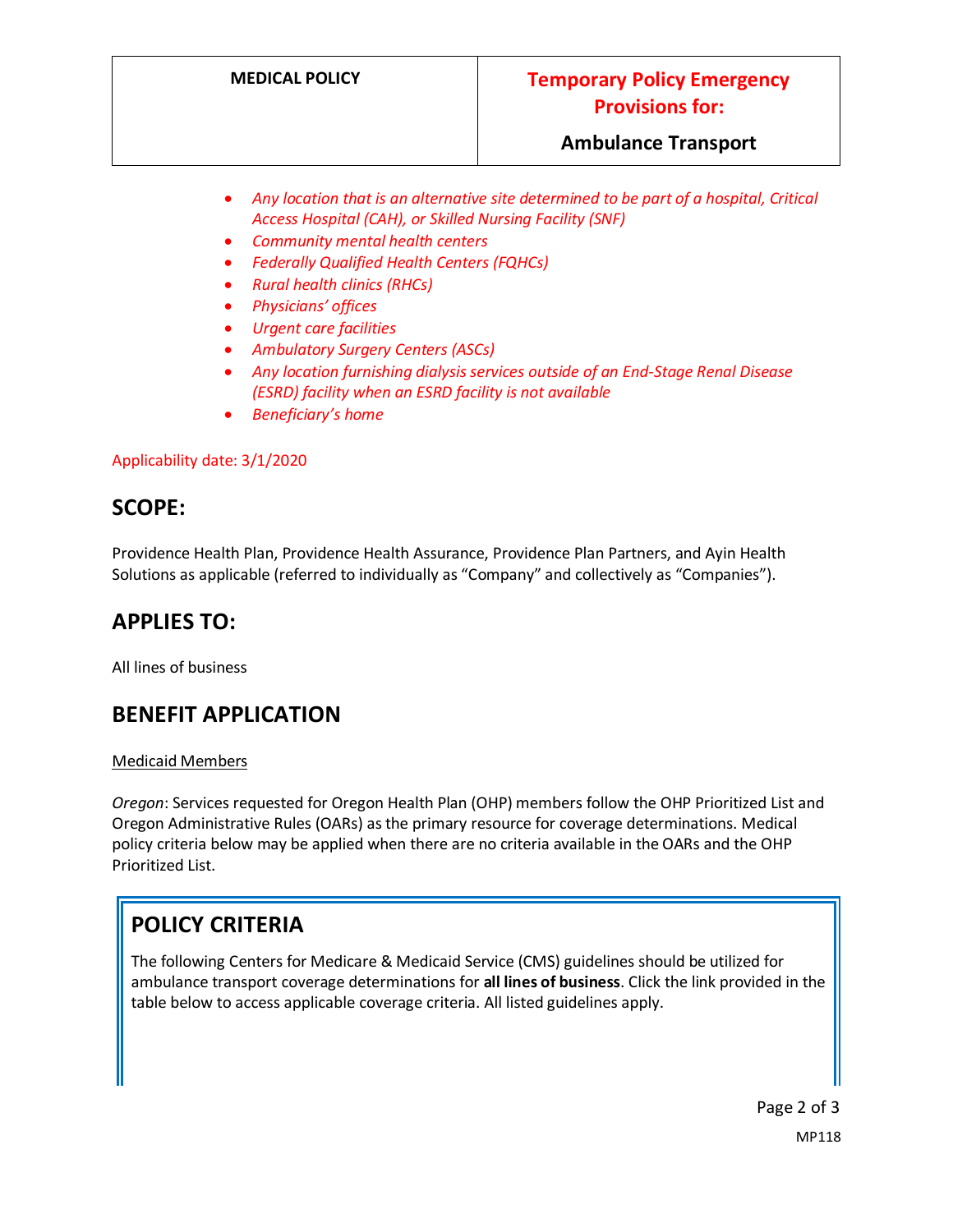- *Any location that is an alternative site determined to be part of a hospital, Critical Access Hospital (CAH), or Skilled Nursing Facility (SNF)*
- *Community mental health centers*
- *Federally Qualified Health Centers (FQHCs)*
- *Rural health clinics (RHCs)*
- *Physicians' offices*
- *Urgent care facilities*
- *Ambulatory Surgery Centers (ASCs)*
- *Any location furnishing dialysis services outside of an End-Stage Renal Disease (ESRD) facility when an ESRD facility is not available*
- *Beneficiary's home*

Applicability date: 3/1/2020

## SCOPE:

Providence Health Plan, Providence Health Assurance, Providence Plan Partners, and Ayin Health Solutions as applicable (referred to individually as "Company" and collectively as "Companies").

## APPLIES TO:

All lines of business

## BENEFIT APPLICATION

Medicaid Members

*Oregon*: Services requested for Oregon Health Plan (OHP) members follow the OHP Prioritized List and Oregon Administrative Rules (OARs) as the primary resource for coverage determinations. Medical policy criteria below may be applied when there are no criteria available in the OARs and the OHP Prioritized List.

## POLICY CRITERIA

The following Centers for Medicare & Medicaid Service (CMS) guidelines should be utilized for ambulance transport coverage determinations for **all lines of business**. Click the link provided in the table below to access applicable coverage criteria. All listed guidelines apply.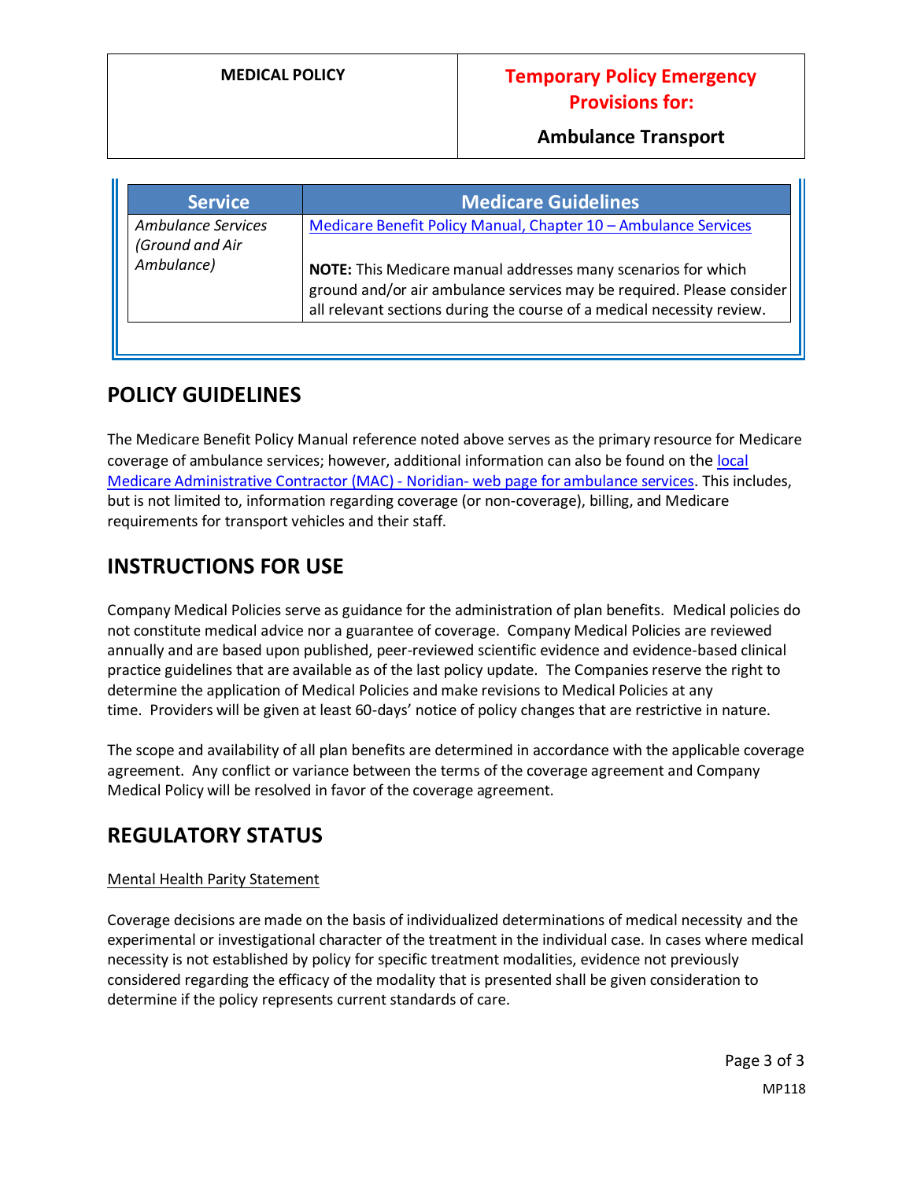| Service | Medicare Guidelines |
| --- | --- |
| *Ambulance Services (Ground and Air Ambulance)* | Medicare Benefit Policy Manual, Chapter 10 – Ambulance Services<br><br>**NOTE:** This Medicare manual addresses many scenarios for which ground and/or air ambulance services may be required. Please consider all relevant sections during the course of a medical necessity review. |

## POLICY GUIDELINES

The Medicare Benefit Policy Manual reference noted above serves as the primary resource for Medicare coverage of ambulance services; however, additional information can also be found on the local Medicare Administrative Contractor (MAC) - Noridian- web page for ambulance services. This includes, but is not limited to, information regarding coverage (or non-coverage), billing, and Medicare requirements for transport vehicles and their staff.

## INSTRUCTIONS FOR USE

Company Medical Policies serve as guidance for the administration of plan benefits. Medical policies do not constitute medical advice nor a guarantee of coverage. Company Medical Policies are reviewed annually and are based upon published, peer-reviewed scientific evidence and evidence-based clinical practice guidelines that are available as of the last policy update. The Companies reserve the right to determine the application of Medical Policies and make revisions to Medical Policies at any time. Providers will be given at least 60-days' notice of policy changes that are restrictive in nature.

The scope and availability of all plan benefits are determined in accordance with the applicable coverage agreement. Any conflict or variance between the terms of the coverage agreement and Company Medical Policy will be resolved in favor of the coverage agreement.

## REGULATORY STATUS

Mental Health Parity Statement

Coverage decisions are made on the basis of individualized determinations of medical necessity and the experimental or investigational character of the treatment in the individual case. In cases where medical necessity is not established by policy for specific treatment modalities, evidence not previously considered regarding the efficacy of the modality that is presented shall be given consideration to determine if the policy represents current standards of care.